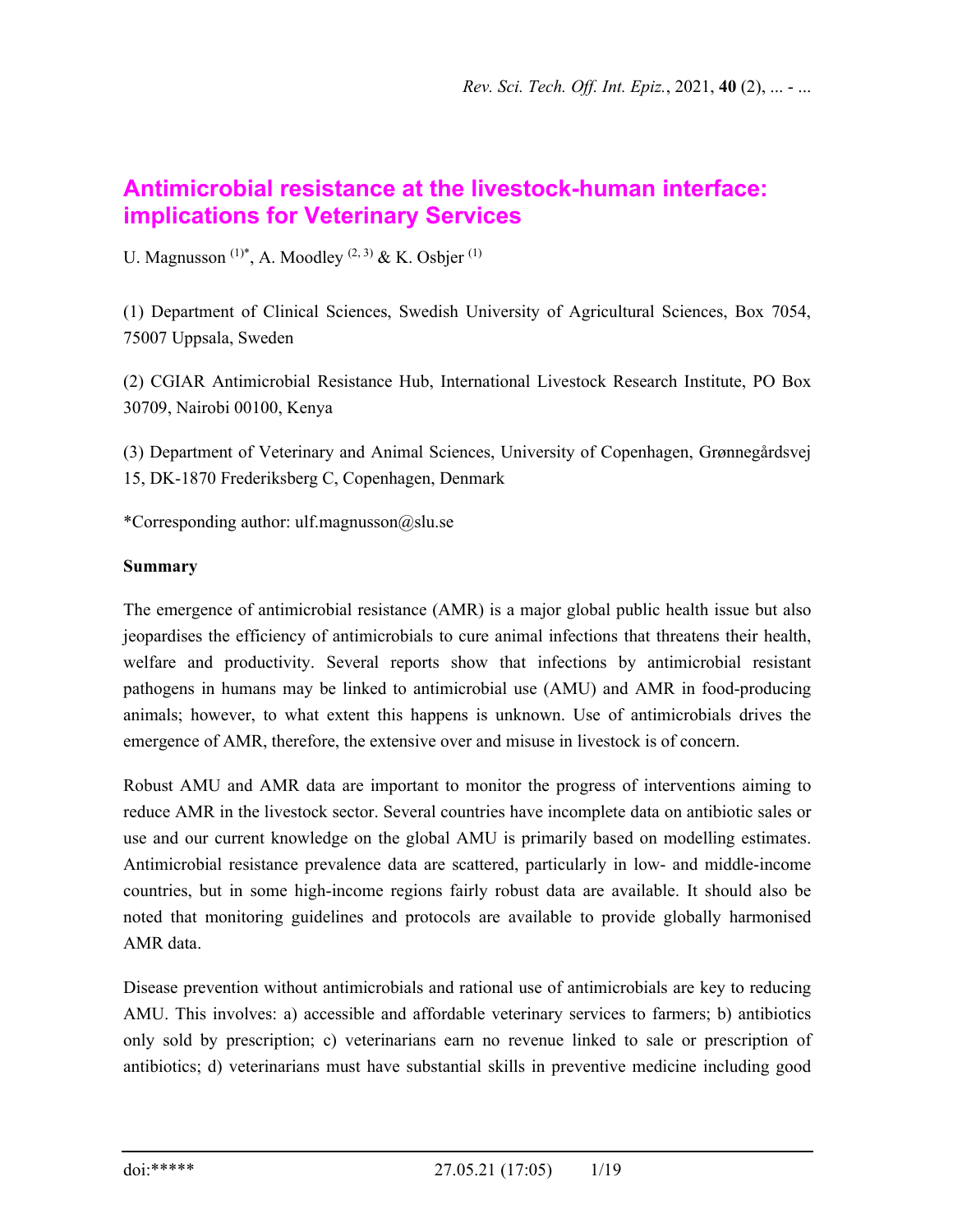# Antimicrobial resistance at the livestock-human interface: implications for Veterinary Services

U. Magnusson [(1)*], A. Moodley [(2, 3)] & K. Osbjer [(1)]

(1) Department of Clinical Sciences, Swedish University of Agricultural Sciences, Box 7054, 75007 Uppsala, Sweden

(2) CGIAR Antimicrobial Resistance Hub, International Livestock Research Institute, PO Box 30709, Nairobi 00100, Kenya

(3) Department of Veterinary and Animal Sciences, University of Copenhagen, Grønnegårdsvej 15, DK-1870 Frederiksberg C, Copenhagen, Denmark

*Corresponding author: ulf.magnusson@slu.se

**Summary**

The emergence of antimicrobial resistance (AMR) is a major global public health issue but also jeopardises the efficiency of antimicrobials to cure animal infections that threatens their health, welfare and productivity. Several reports show that infections by antimicrobial resistant pathogens in humans may be linked to antimicrobial use (AMU) and AMR in food-producing animals; however, to what extent this happens is unknown. Use of antimicrobials drives the emergence of AMR, therefore, the extensive over and misuse in livestock is of concern.

Robust AMU and AMR data are important to monitor the progress of interventions aiming to reduce AMR in the livestock sector. Several countries have incomplete data on antibiotic sales or use and our current knowledge on the global AMU is primarily based on modelling estimates. Antimicrobial resistance prevalence data are scattered, particularly in low- and middle-income countries, but in some high-income regions fairly robust data are available. It should also be noted that monitoring guidelines and protocols are available to provide globally harmonised AMR data.

Disease prevention without antimicrobials and rational use of antimicrobials are key to reducing AMU. This involves: a) accessible and affordable veterinary services to farmers; b) antibiotics only sold by prescription; c) veterinarians earn no revenue linked to sale or prescription of antibiotics; d) veterinarians must have substantial skills in preventive medicine including good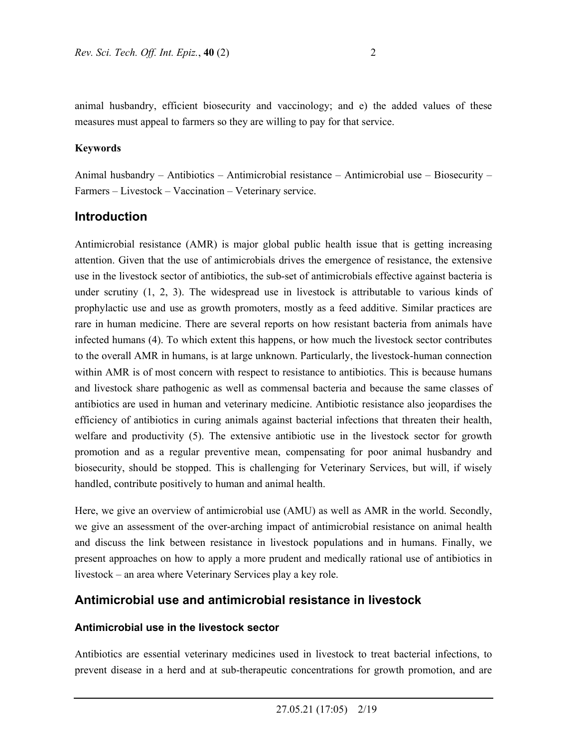animal husbandry, efficient biosecurity and vaccinology; and e) the added values of these measures must appeal to farmers so they are willing to pay for that service.

**Keywords**

Animal husbandry – Antibiotics – Antimicrobial resistance – Antimicrobial use – Biosecurity – Farmers – Livestock – Vaccination – Veterinary service.

## Introduction

Antimicrobial resistance (AMR) is major global public health issue that is getting increasing attention. Given that the use of antimicrobials drives the emergence of resistance, the extensive use in the livestock sector of antibiotics, the sub-set of antimicrobials effective against bacteria is under scrutiny (1, 2, 3). The widespread use in livestock is attributable to various kinds of prophylactic use and use as growth promoters, mostly as a feed additive. Similar practices are rare in human medicine. There are several reports on how resistant bacteria from animals have infected humans (4). To which extent this happens, or how much the livestock sector contributes to the overall AMR in humans, is at large unknown. Particularly, the livestock-human connection within AMR is of most concern with respect to resistance to antibiotics. This is because humans and livestock share pathogenic as well as commensal bacteria and because the same classes of antibiotics are used in human and veterinary medicine. Antibiotic resistance also jeopardises the efficiency of antibiotics in curing animals against bacterial infections that threaten their health, welfare and productivity (5). The extensive antibiotic use in the livestock sector for growth promotion and as a regular preventive mean, compensating for poor animal husbandry and biosecurity, should be stopped. This is challenging for Veterinary Services, but will, if wisely handled, contribute positively to human and animal health.

Here, we give an overview of antimicrobial use (AMU) as well as AMR in the world. Secondly, we give an assessment of the over-arching impact of antimicrobial resistance on animal health and discuss the link between resistance in livestock populations and in humans. Finally, we present approaches on how to apply a more prudent and medically rational use of antibiotics in livestock – an area where Veterinary Services play a key role.

## Antimicrobial use and antimicrobial resistance in livestock

### Antimicrobial use in the livestock sector

Antibiotics are essential veterinary medicines used in livestock to treat bacterial infections, to prevent disease in a herd and at sub-therapeutic concentrations for growth promotion, and are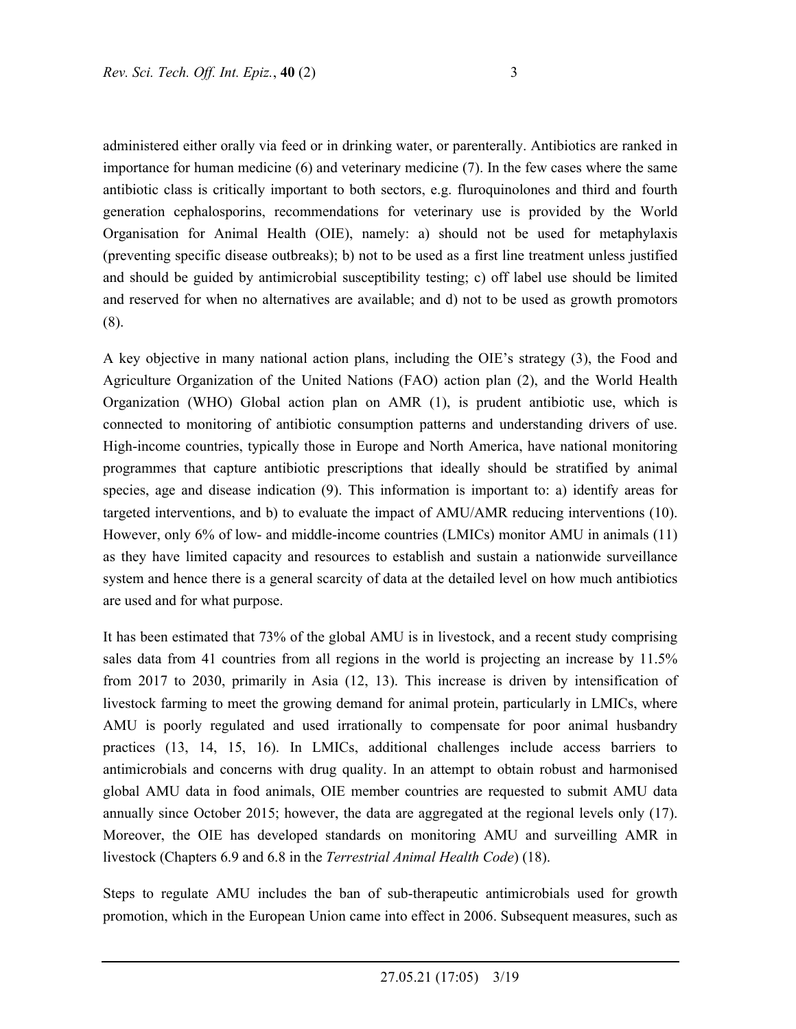administered either orally via feed or in drinking water, or parenterally. Antibiotics are ranked in importance for human medicine (6) and veterinary medicine (7). In the few cases where the same antibiotic class is critically important to both sectors, e.g. fluroquinolones and third and fourth generation cephalosporins, recommendations for veterinary use is provided by the World Organisation for Animal Health (OIE), namely: a) should not be used for metaphylaxis (preventing specific disease outbreaks); b) not to be used as a first line treatment unless justified and should be guided by antimicrobial susceptibility testing; c) off label use should be limited and reserved for when no alternatives are available; and d) not to be used as growth promotors (8).

A key objective in many national action plans, including the OIE's strategy (3), the Food and Agriculture Organization of the United Nations (FAO) action plan (2), and the World Health Organization (WHO) Global action plan on AMR (1), is prudent antibiotic use, which is connected to monitoring of antibiotic consumption patterns and understanding drivers of use. High-income countries, typically those in Europe and North America, have national monitoring programmes that capture antibiotic prescriptions that ideally should be stratified by animal species, age and disease indication (9). This information is important to: a) identify areas for targeted interventions, and b) to evaluate the impact of AMU/AMR reducing interventions (10). However, only 6% of low- and middle-income countries (LMICs) monitor AMU in animals (11) as they have limited capacity and resources to establish and sustain a nationwide surveillance system and hence there is a general scarcity of data at the detailed level on how much antibiotics are used and for what purpose.

It has been estimated that 73% of the global AMU is in livestock, and a recent study comprising sales data from 41 countries from all regions in the world is projecting an increase by 11.5% from 2017 to 2030, primarily in Asia (12, 13). This increase is driven by intensification of livestock farming to meet the growing demand for animal protein, particularly in LMICs, where AMU is poorly regulated and used irrationally to compensate for poor animal husbandry practices (13, 14, 15, 16). In LMICs, additional challenges include access barriers to antimicrobials and concerns with drug quality. In an attempt to obtain robust and harmonised global AMU data in food animals, OIE member countries are requested to submit AMU data annually since October 2015; however, the data are aggregated at the regional levels only (17). Moreover, the OIE has developed standards on monitoring AMU and surveilling AMR in livestock (Chapters 6.9 and 6.8 in the *Terrestrial Animal Health Code*) (18).

Steps to regulate AMU includes the ban of sub-therapeutic antimicrobials used for growth promotion, which in the European Union came into effect in 2006. Subsequent measures, such as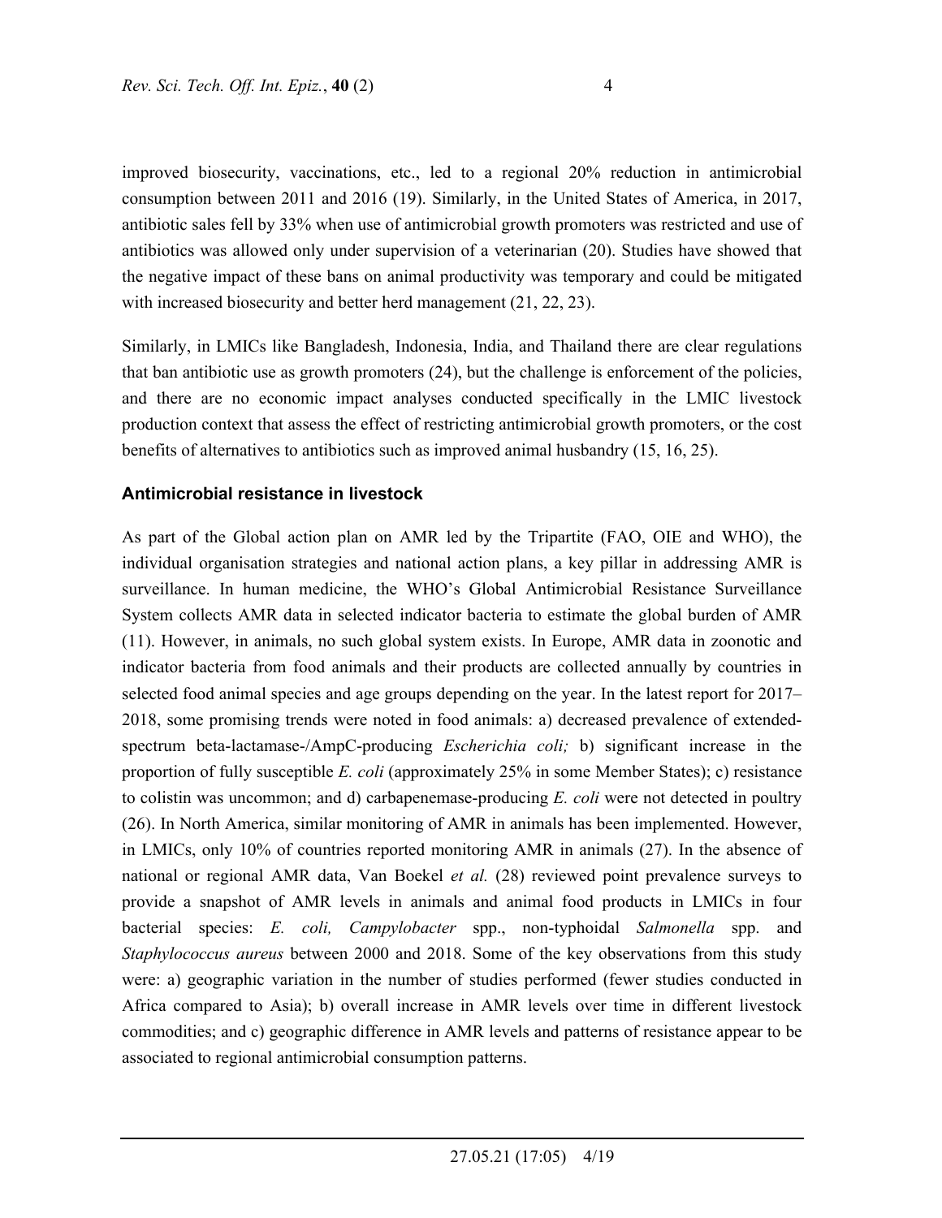improved biosecurity, vaccinations, etc., led to a regional 20% reduction in antimicrobial consumption between 2011 and 2016 (19). Similarly, in the United States of America, in 2017, antibiotic sales fell by 33% when use of antimicrobial growth promoters was restricted and use of antibiotics was allowed only under supervision of a veterinarian (20). Studies have showed that the negative impact of these bans on animal productivity was temporary and could be mitigated with increased biosecurity and better herd management (21, 22, 23).

Similarly, in LMICs like Bangladesh, Indonesia, India, and Thailand there are clear regulations that ban antibiotic use as growth promoters (24), but the challenge is enforcement of the policies, and there are no economic impact analyses conducted specifically in the LMIC livestock production context that assess the effect of restricting antimicrobial growth promoters, or the cost benefits of alternatives to antibiotics such as improved animal husbandry (15, 16, 25).

## Antimicrobial resistance in livestock

As part of the Global action plan on AMR led by the Tripartite (FAO, OIE and WHO), the individual organisation strategies and national action plans, a key pillar in addressing AMR is surveillance. In human medicine, the WHO's Global Antimicrobial Resistance Surveillance System collects AMR data in selected indicator bacteria to estimate the global burden of AMR (11). However, in animals, no such global system exists. In Europe, AMR data in zoonotic and indicator bacteria from food animals and their products are collected annually by countries in selected food animal species and age groups depending on the year. In the latest report for 2017–2018, some promising trends were noted in food animals: a) decreased prevalence of extended-spectrum beta-lactamase-/AmpC-producing *Escherichia coli;* b) significant increase in the proportion of fully susceptible *E. coli* (approximately 25% in some Member States); c) resistance to colistin was uncommon; and d) carbapenemase-producing *E. coli* were not detected in poultry (26). In North America, similar monitoring of AMR in animals has been implemented. However, in LMICs, only 10% of countries reported monitoring AMR in animals (27). In the absence of national or regional AMR data, Van Boekel *et al.* (28) reviewed point prevalence surveys to provide a snapshot of AMR levels in animals and animal food products in LMICs in four bacterial species: *E. coli, Campylobacter* spp., non-typhoidal *Salmonella* spp. and *Staphylococcus aureus* between 2000 and 2018. Some of the key observations from this study were: a) geographic variation in the number of studies performed (fewer studies conducted in Africa compared to Asia); b) overall increase in AMR levels over time in different livestock commodities; and c) geographic difference in AMR levels and patterns of resistance appear to be associated to regional antimicrobial consumption patterns.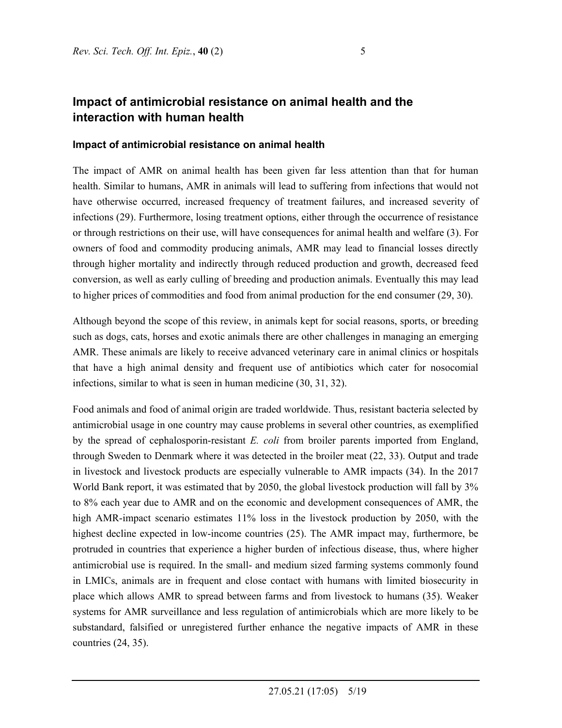## Impact of antimicrobial resistance on animal health and the interaction with human health

### Impact of antimicrobial resistance on animal health

The impact of AMR on animal health has been given far less attention than that for human health. Similar to humans, AMR in animals will lead to suffering from infections that would not have otherwise occurred, increased frequency of treatment failures, and increased severity of infections (29). Furthermore, losing treatment options, either through the occurrence of resistance or through restrictions on their use, will have consequences for animal health and welfare (3). For owners of food and commodity producing animals, AMR may lead to financial losses directly through higher mortality and indirectly through reduced production and growth, decreased feed conversion, as well as early culling of breeding and production animals. Eventually this may lead to higher prices of commodities and food from animal production for the end consumer (29, 30).

Although beyond the scope of this review, in animals kept for social reasons, sports, or breeding such as dogs, cats, horses and exotic animals there are other challenges in managing an emerging AMR. These animals are likely to receive advanced veterinary care in animal clinics or hospitals that have a high animal density and frequent use of antibiotics which cater for nosocomial infections, similar to what is seen in human medicine (30, 31, 32).

Food animals and food of animal origin are traded worldwide. Thus, resistant bacteria selected by antimicrobial usage in one country may cause problems in several other countries, as exemplified by the spread of cephalosporin-resistant *E. coli* from broiler parents imported from England, through Sweden to Denmark where it was detected in the broiler meat (22, 33). Output and trade in livestock and livestock products are especially vulnerable to AMR impacts (34). In the 2017 World Bank report, it was estimated that by 2050, the global livestock production will fall by 3% to 8% each year due to AMR and on the economic and development consequences of AMR, the high AMR-impact scenario estimates 11% loss in the livestock production by 2050, with the highest decline expected in low-income countries (25). The AMR impact may, furthermore, be protruded in countries that experience a higher burden of infectious disease, thus, where higher antimicrobial use is required. In the small- and medium sized farming systems commonly found in LMICs, animals are in frequent and close contact with humans with limited biosecurity in place which allows AMR to spread between farms and from livestock to humans (35). Weaker systems for AMR surveillance and less regulation of antimicrobials which are more likely to be substandard, falsified or unregistered further enhance the negative impacts of AMR in these countries (24, 35).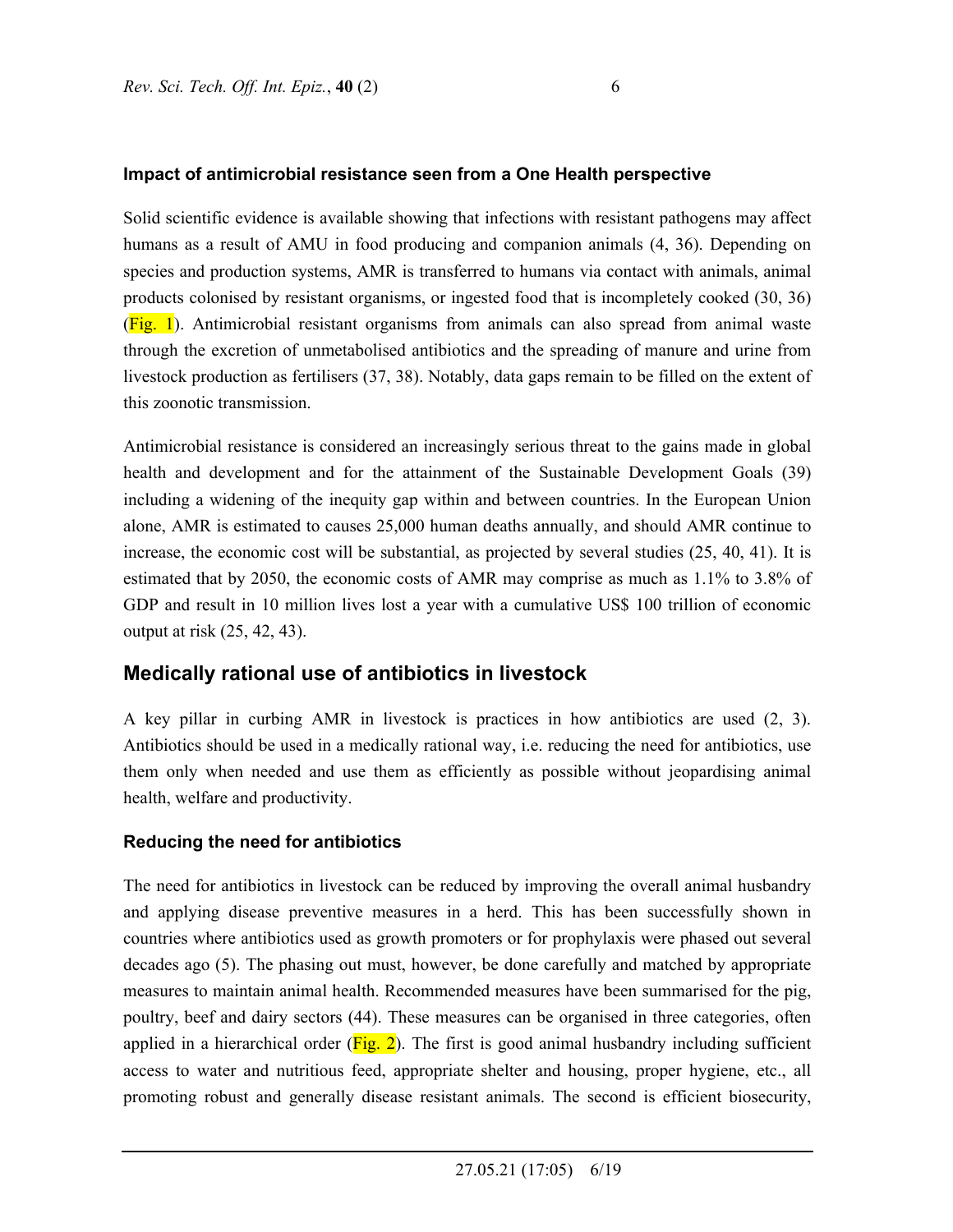### Impact of antimicrobial resistance seen from a One Health perspective

Solid scientific evidence is available showing that infections with resistant pathogens may affect humans as a result of AMU in food producing and companion animals (4, 36). Depending on species and production systems, AMR is transferred to humans via contact with animals, animal products colonised by resistant organisms, or ingested food that is incompletely cooked (30, 36) (Fig. 1). Antimicrobial resistant organisms from animals can also spread from animal waste through the excretion of unmetabolised antibiotics and the spreading of manure and urine from livestock production as fertilisers (37, 38). Notably, data gaps remain to be filled on the extent of this zoonotic transmission.

Antimicrobial resistance is considered an increasingly serious threat to the gains made in global health and development and for the attainment of the Sustainable Development Goals (39) including a widening of the inequity gap within and between countries. In the European Union alone, AMR is estimated to causes 25,000 human deaths annually, and should AMR continue to increase, the economic cost will be substantial, as projected by several studies (25, 40, 41). It is estimated that by 2050, the economic costs of AMR may comprise as much as 1.1% to 3.8% of GDP and result in 10 million lives lost a year with a cumulative US$ 100 trillion of economic output at risk (25, 42, 43).

## Medically rational use of antibiotics in livestock

A key pillar in curbing AMR in livestock is practices in how antibiotics are used (2, 3). Antibiotics should be used in a medically rational way, i.e. reducing the need for antibiotics, use them only when needed and use them as efficiently as possible without jeopardising animal health, welfare and productivity.

### Reducing the need for antibiotics

The need for antibiotics in livestock can be reduced by improving the overall animal husbandry and applying disease preventive measures in a herd. This has been successfully shown in countries where antibiotics used as growth promoters or for prophylaxis were phased out several decades ago (5). The phasing out must, however, be done carefully and matched by appropriate measures to maintain animal health. Recommended measures have been summarised for the pig, poultry, beef and dairy sectors (44). These measures can be organised in three categories, often applied in a hierarchical order (Fig. 2). The first is good animal husbandry including sufficient access to water and nutritious feed, appropriate shelter and housing, proper hygiene, etc., all promoting robust and generally disease resistant animals. The second is efficient biosecurity,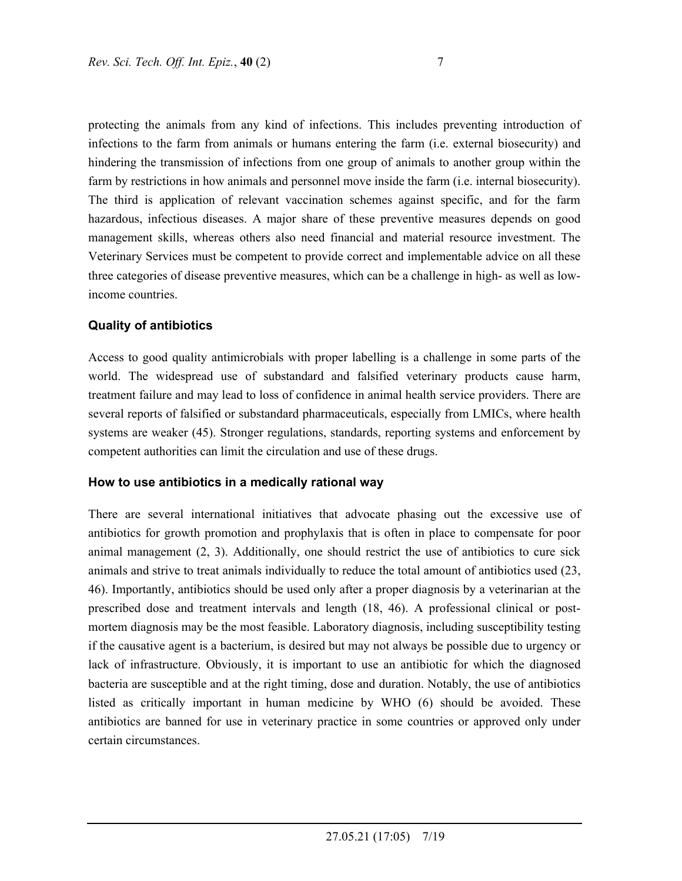protecting the animals from any kind of infections. This includes preventing introduction of infections to the farm from animals or humans entering the farm (i.e. external biosecurity) and hindering the transmission of infections from one group of animals to another group within the farm by restrictions in how animals and personnel move inside the farm (i.e. internal biosecurity). The third is application of relevant vaccination schemes against specific, and for the farm hazardous, infectious diseases. A major share of these preventive measures depends on good management skills, whereas others also need financial and material resource investment. The Veterinary Services must be competent to provide correct and implementable advice on all these three categories of disease preventive measures, which can be a challenge in high- as well as low-income countries.

### Quality of antibiotics

Access to good quality antimicrobials with proper labelling is a challenge in some parts of the world. The widespread use of substandard and falsified veterinary products cause harm, treatment failure and may lead to loss of confidence in animal health service providers. There are several reports of falsified or substandard pharmaceuticals, especially from LMICs, where health systems are weaker (45). Stronger regulations, standards, reporting systems and enforcement by competent authorities can limit the circulation and use of these drugs.

### How to use antibiotics in a medically rational way

There are several international initiatives that advocate phasing out the excessive use of antibiotics for growth promotion and prophylaxis that is often in place to compensate for poor animal management (2, 3). Additionally, one should restrict the use of antibiotics to cure sick animals and strive to treat animals individually to reduce the total amount of antibiotics used (23, 46). Importantly, antibiotics should be used only after a proper diagnosis by a veterinarian at the prescribed dose and treatment intervals and length (18, 46). A professional clinical or post-mortem diagnosis may be the most feasible. Laboratory diagnosis, including susceptibility testing if the causative agent is a bacterium, is desired but may not always be possible due to urgency or lack of infrastructure. Obviously, it is important to use an antibiotic for which the diagnosed bacteria are susceptible and at the right timing, dose and duration. Notably, the use of antibiotics listed as critically important in human medicine by WHO (6) should be avoided. These antibiotics are banned for use in veterinary practice in some countries or approved only under certain circumstances.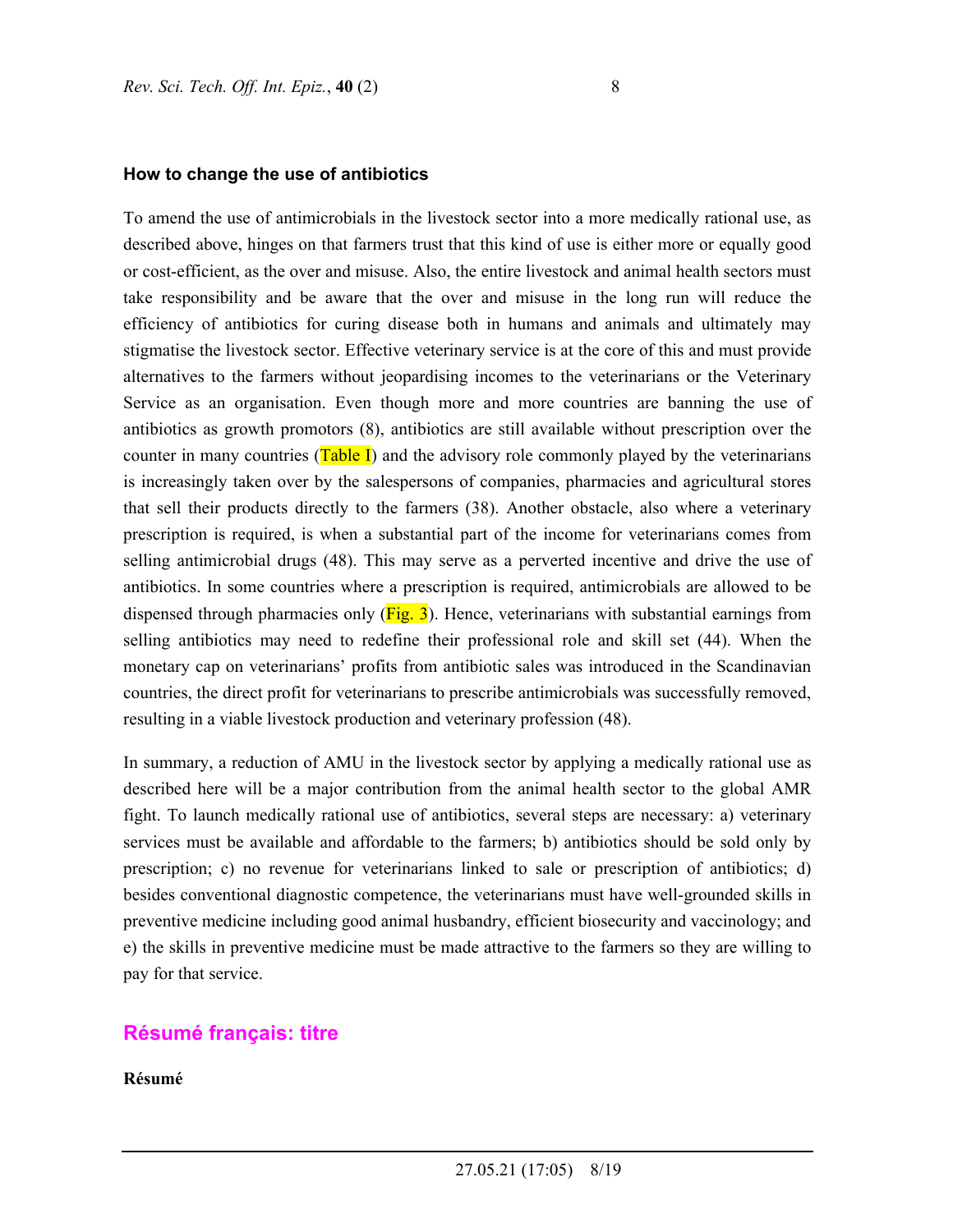### How to change the use of antibiotics

To amend the use of antimicrobials in the livestock sector into a more medically rational use, as described above, hinges on that farmers trust that this kind of use is either more or equally good or cost-efficient, as the over and misuse. Also, the entire livestock and animal health sectors must take responsibility and be aware that the over and misuse in the long run will reduce the efficiency of antibiotics for curing disease both in humans and animals and ultimately may stigmatise the livestock sector. Effective veterinary service is at the core of this and must provide alternatives to the farmers without jeopardising incomes to the veterinarians or the Veterinary Service as an organisation. Even though more and more countries are banning the use of antibiotics as growth promotors (8), antibiotics are still available without prescription over the counter in many countries (Table I) and the advisory role commonly played by the veterinarians is increasingly taken over by the salespersons of companies, pharmacies and agricultural stores that sell their products directly to the farmers (38). Another obstacle, also where a veterinary prescription is required, is when a substantial part of the income for veterinarians comes from selling antimicrobial drugs (48). This may serve as a perverted incentive and drive the use of antibiotics. In some countries where a prescription is required, antimicrobials are allowed to be dispensed through pharmacies only (Fig. 3). Hence, veterinarians with substantial earnings from selling antibiotics may need to redefine their professional role and skill set (44). When the monetary cap on veterinarians' profits from antibiotic sales was introduced in the Scandinavian countries, the direct profit for veterinarians to prescribe antimicrobials was successfully removed, resulting in a viable livestock production and veterinary profession (48).

In summary, a reduction of AMU in the livestock sector by applying a medically rational use as described here will be a major contribution from the animal health sector to the global AMR fight. To launch medically rational use of antibiotics, several steps are necessary: a) veterinary services must be available and affordable to the farmers; b) antibiotics should be sold only by prescription; c) no revenue for veterinarians linked to sale or prescription of antibiotics; d) besides conventional diagnostic competence, the veterinarians must have well-grounded skills in preventive medicine including good animal husbandry, efficient biosecurity and vaccinology; and e) the skills in preventive medicine must be made attractive to the farmers so they are willing to pay for that service.

## Résumé français: titre

**Résumé**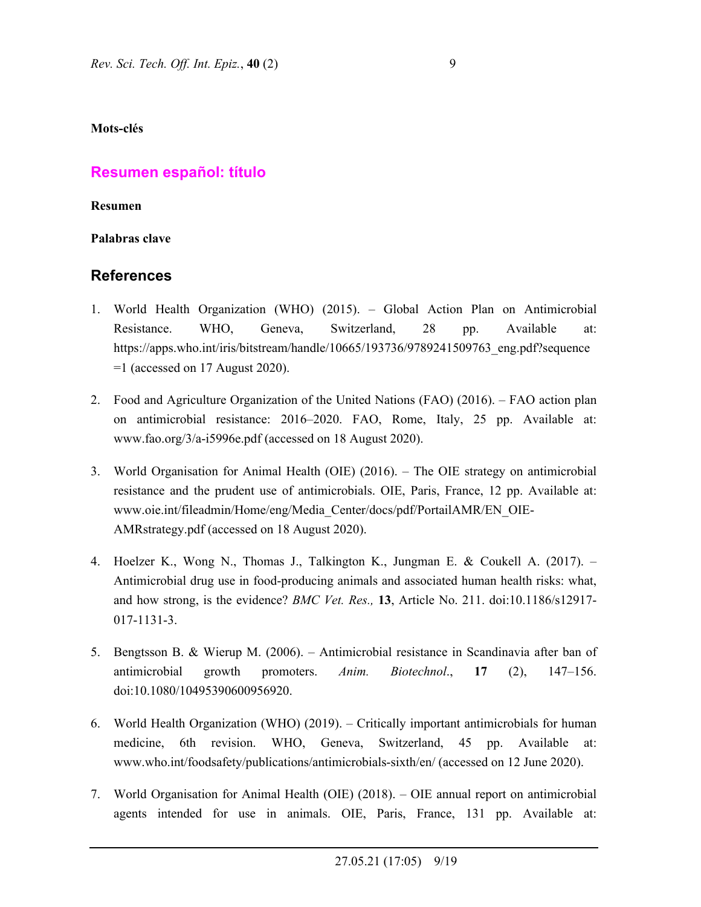**Mots-clés**

## Resumen español: título

**Resumen**

**Palabras clave**

## References

1. World Health Organization (WHO) (2015). – Global Action Plan on Antimicrobial Resistance. WHO, Geneva, Switzerland, 28 pp. Available at: https://apps.who.int/iris/bitstream/handle/10665/193736/9789241509763_eng.pdf?sequence=1 (accessed on 17 August 2020).

2. Food and Agriculture Organization of the United Nations (FAO) (2016). – FAO action plan on antimicrobial resistance: 2016–2020. FAO, Rome, Italy, 25 pp. Available at: www.fao.org/3/a-i5996e.pdf (accessed on 18 August 2020).

3. World Organisation for Animal Health (OIE) (2016). – The OIE strategy on antimicrobial resistance and the prudent use of antimicrobials. OIE, Paris, France, 12 pp. Available at: www.oie.int/fileadmin/Home/eng/Media_Center/docs/pdf/PortailAMR/EN_OIE-AMRstrategy.pdf (accessed on 18 August 2020).

4. Hoelzer K., Wong N., Thomas J., Talkington K., Jungman E. & Coukell A. (2017). – Antimicrobial drug use in food-producing animals and associated human health risks: what, and how strong, is the evidence? *BMC Vet. Res.,* **13**, Article No. 211. doi:10.1186/s12917-017-1131-3.

5. Bengtsson B. & Wierup M. (2006). – Antimicrobial resistance in Scandinavia after ban of antimicrobial growth promoters. *Anim. Biotechnol*., **17** (2), 147–156. doi:10.1080/10495390600956920.

6. World Health Organization (WHO) (2019). – Critically important antimicrobials for human medicine, 6th revision. WHO, Geneva, Switzerland, 45 pp. Available at: www.who.int/foodsafety/publications/antimicrobials-sixth/en/ (accessed on 12 June 2020).

7. World Organisation for Animal Health (OIE) (2018). – OIE annual report on antimicrobial agents intended for use in animals. OIE, Paris, France, 131 pp. Available at: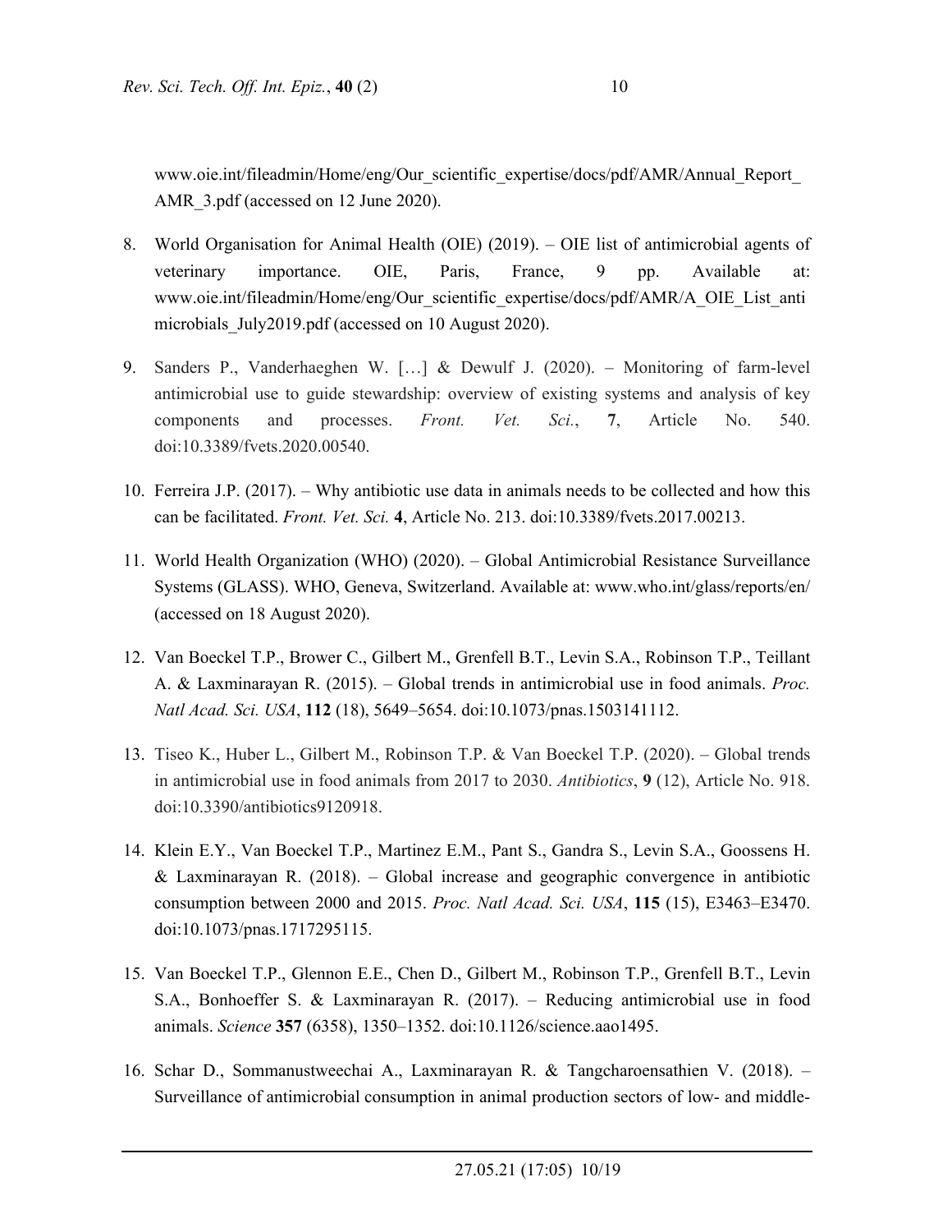www.oie.int/fileadmin/Home/eng/Our_scientific_expertise/docs/pdf/AMR/Annual_Report_AMR_3.pdf (accessed on 12 June 2020).

8. World Organisation for Animal Health (OIE) (2019). – OIE list of antimicrobial agents of veterinary importance. OIE, Paris, France, 9 pp. Available at: www.oie.int/fileadmin/Home/eng/Our_scientific_expertise/docs/pdf/AMR/A_OIE_List_antimicrobials_July2019.pdf (accessed on 10 August 2020).

9. Sanders P., Vanderhaeghen W. […] & Dewulf J. (2020). – Monitoring of farm-level antimicrobial use to guide stewardship: overview of existing systems and analysis of key components and processes. *Front. Vet. Sci.*, **7**, Article No. 540. doi:10.3389/fvets.2020.00540.

10. Ferreira J.P. (2017). – Why antibiotic use data in animals needs to be collected and how this can be facilitated. *Front. Vet. Sci.* **4**, Article No. 213. doi:10.3389/fvets.2017.00213.

11. World Health Organization (WHO) (2020). – Global Antimicrobial Resistance Surveillance Systems (GLASS). WHO, Geneva, Switzerland. Available at: www.who.int/glass/reports/en/ (accessed on 18 August 2020).

12. Van Boeckel T.P., Brower C., Gilbert M., Grenfell B.T., Levin S.A., Robinson T.P., Teillant A. & Laxminarayan R. (2015). – Global trends in antimicrobial use in food animals. *Proc. Natl Acad. Sci. USA*, **112** (18), 5649–5654. doi:10.1073/pnas.1503141112.

13. Tiseo K., Huber L., Gilbert M., Robinson T.P. & Van Boeckel T.P. (2020). – Global trends in antimicrobial use in food animals from 2017 to 2030. *Antibiotics*, **9** (12), Article No. 918. doi:10.3390/antibiotics9120918.

14. Klein E.Y., Van Boeckel T.P., Martinez E.M., Pant S., Gandra S., Levin S.A., Goossens H. & Laxminarayan R. (2018). – Global increase and geographic convergence in antibiotic consumption between 2000 and 2015. *Proc. Natl Acad. Sci. USA*, **115** (15), E3463–E3470. doi:10.1073/pnas.1717295115.

15. Van Boeckel T.P., Glennon E.E., Chen D., Gilbert M., Robinson T.P., Grenfell B.T., Levin S.A., Bonhoeffer S. & Laxminarayan R. (2017). – Reducing antimicrobial use in food animals. *Science* **357** (6358), 1350–1352. doi:10.1126/science.aao1495.

16. Schar D., Sommanustweechai A., Laxminarayan R. & Tangcharoensathien V. (2018). – Surveillance of antimicrobial consumption in animal production sectors of low- and middle-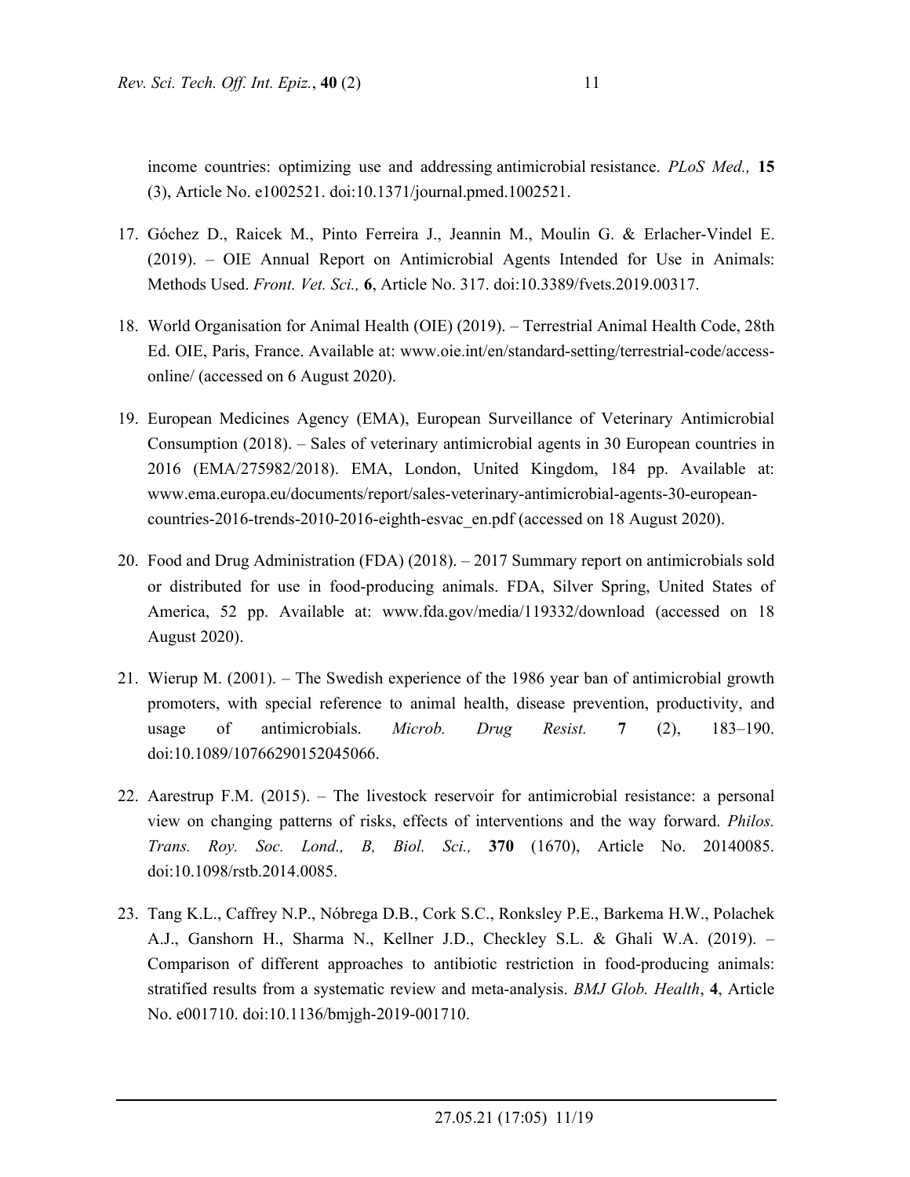income countries: optimizing use and addressing antimicrobial resistance. *PLoS Med.,* **15** (3), Article No. e1002521. doi:10.1371/journal.pmed.1002521.

17. Góchez D., Raicek M., Pinto Ferreira J., Jeannin M., Moulin G. & Erlacher-Vindel E. (2019). – OIE Annual Report on Antimicrobial Agents Intended for Use in Animals: Methods Used. *Front. Vet. Sci.,* **6**, Article No. 317. doi:10.3389/fvets.2019.00317.

18. World Organisation for Animal Health (OIE) (2019). – Terrestrial Animal Health Code, 28th Ed. OIE, Paris, France. Available at: www.oie.int/en/standard-setting/terrestrial-code/access-online/ (accessed on 6 August 2020).

19. European Medicines Agency (EMA), European Surveillance of Veterinary Antimicrobial Consumption (2018). – Sales of veterinary antimicrobial agents in 30 European countries in 2016 (EMA/275982/2018). EMA, London, United Kingdom, 184 pp. Available at: www.ema.europa.eu/documents/report/sales-veterinary-antimicrobial-agents-30-european-countries-2016-trends-2010-2016-eighth-esvac_en.pdf (accessed on 18 August 2020).

20. Food and Drug Administration (FDA) (2018). – 2017 Summary report on antimicrobials sold or distributed for use in food-producing animals. FDA, Silver Spring, United States of America, 52 pp. Available at: www.fda.gov/media/119332/download (accessed on 18 August 2020).

21. Wierup M. (2001). – The Swedish experience of the 1986 year ban of antimicrobial growth promoters, with special reference to animal health, disease prevention, productivity, and usage of antimicrobials. *Microb. Drug Resist.* **7** (2), 183–190. doi:10.1089/10766290152045066.

22. Aarestrup F.M. (2015). – The livestock reservoir for antimicrobial resistance: a personal view on changing patterns of risks, effects of interventions and the way forward. *Philos. Trans. Roy. Soc. Lond., B, Biol. Sci.,* **370** (1670), Article No. 20140085. doi:10.1098/rstb.2014.0085.

23. Tang K.L., Caffrey N.P., Nóbrega D.B., Cork S.C., Ronksley P.E., Barkema H.W., Polachek A.J., Ganshorn H., Sharma N., Kellner J.D., Checkley S.L. & Ghali W.A. (2019). – Comparison of different approaches to antibiotic restriction in food-producing animals: stratified results from a systematic review and meta-analysis. *BMJ Glob. Health*, **4**, Article No. e001710. doi:10.1136/bmjgh-2019-001710.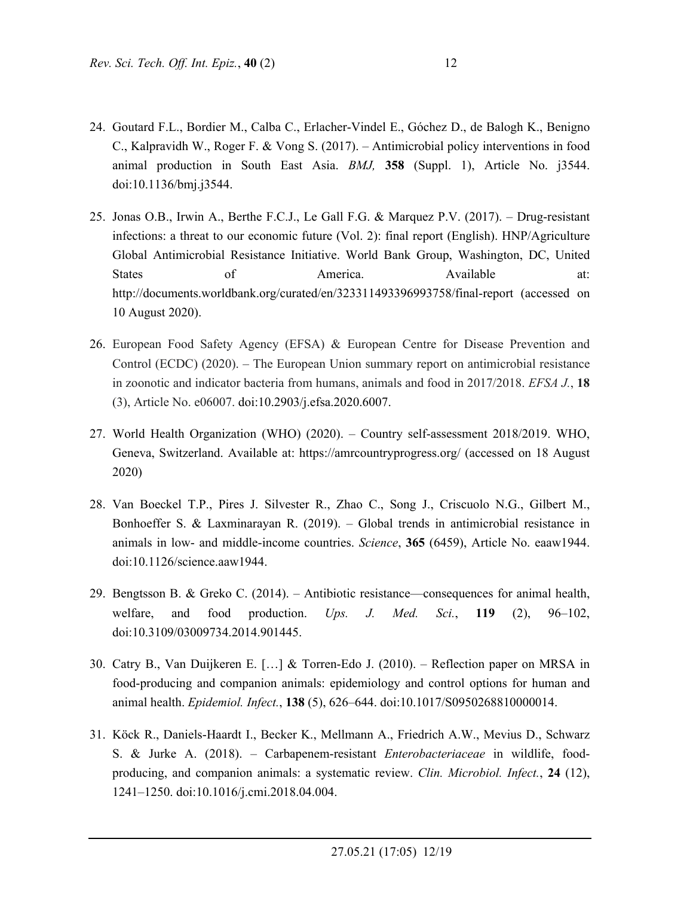24. Goutard F.L., Bordier M., Calba C., Erlacher-Vindel E., Góchez D., de Balogh K., Benigno C., Kalpravidh W., Roger F. & Vong S. (2017). – Antimicrobial policy interventions in food animal production in South East Asia. *BMJ,* **358** (Suppl. 1), Article No. j3544. doi:10.1136/bmj.j3544.

25. Jonas O.B., Irwin A., Berthe F.C.J., Le Gall F.G. & Marquez P.V. (2017). – Drug-resistant infections: a threat to our economic future (Vol. 2): final report (English). HNP/Agriculture Global Antimicrobial Resistance Initiative. World Bank Group, Washington, DC, United States of America. Available at: http://documents.worldbank.org/curated/en/323311493396993758/final-report (accessed on 10 August 2020).

26. European Food Safety Agency (EFSA) & European Centre for Disease Prevention and Control (ECDC) (2020). – The European Union summary report on antimicrobial resistance in zoonotic and indicator bacteria from humans, animals and food in 2017/2018. *EFSA J.*, **18** (3), Article No. e06007. doi:10.2903/j.efsa.2020.6007.

27. World Health Organization (WHO) (2020). – Country self-assessment 2018/2019. WHO, Geneva, Switzerland. Available at: https://amrcountryprogress.org/ (accessed on 18 August 2020)

28. Van Boeckel T.P., Pires J. Silvester R., Zhao C., Song J., Criscuolo N.G., Gilbert M., Bonhoeffer S. & Laxminarayan R. (2019). – Global trends in antimicrobial resistance in animals in low- and middle-income countries. *Science*, **365** (6459), Article No. eaaw1944. doi:10.1126/science.aaw1944.

29. Bengtsson B. & Greko C. (2014). – Antibiotic resistance—consequences for animal health, welfare, and food production. *Ups. J. Med. Sci.*, **119** (2), 96–102, doi:10.3109/03009734.2014.901445.

30. Catry B., Van Duijkeren E. […] & Torren-Edo J. (2010). – Reflection paper on MRSA in food-producing and companion animals: epidemiology and control options for human and animal health. *Epidemiol. Infect.*, **138** (5), 626–644. doi:10.1017/S0950268810000014.

31. Köck R., Daniels-Haardt I., Becker K., Mellmann A., Friedrich A.W., Mevius D., Schwarz S. & Jurke A. (2018). – Carbapenem-resistant *Enterobacteriaceae* in wildlife, food-producing, and companion animals: a systematic review. *Clin. Microbiol. Infect.*, **24** (12), 1241–1250. doi:10.1016/j.cmi.2018.04.004.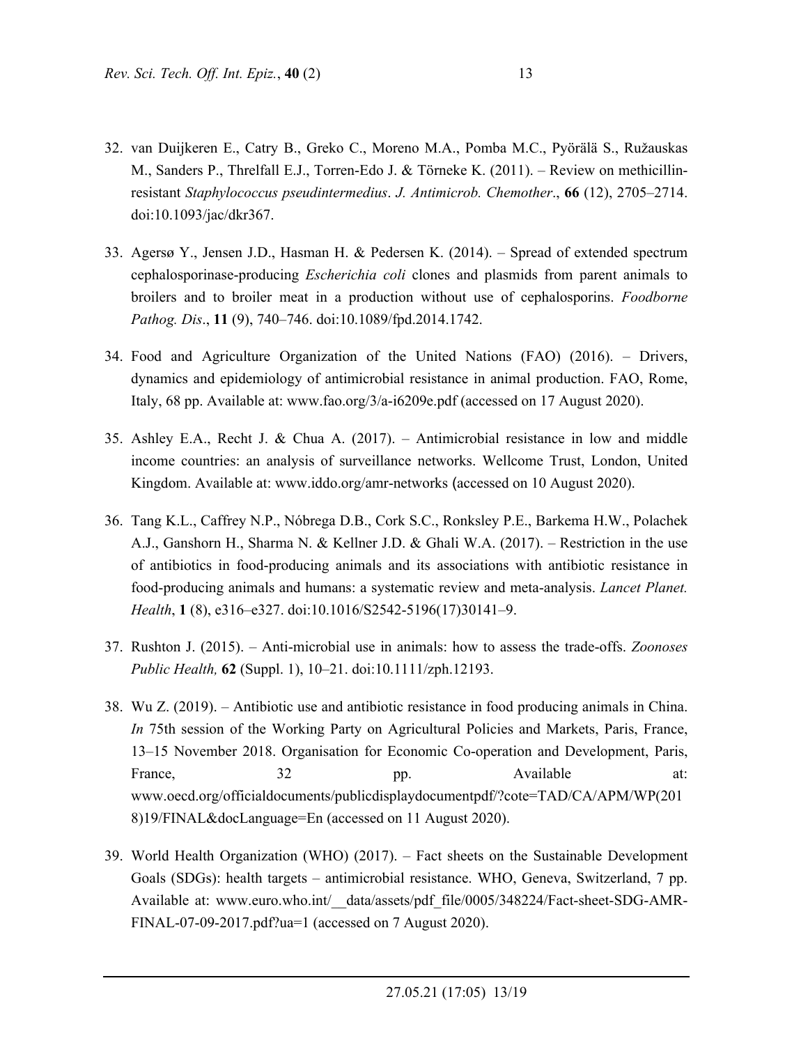32. van Duijkeren E., Catry B., Greko C., Moreno M.A., Pomba M.C., Pyörälä S., Ružauskas M., Sanders P., Threlfall E.J., Torren-Edo J. & Törneke K. (2011). – Review on methicillin-resistant *Staphylococcus pseudintermedius*. *J. Antimicrob. Chemother*., **66** (12), 2705–2714. doi:10.1093/jac/dkr367.

33. Agersø Y., Jensen J.D., Hasman H. & Pedersen K. (2014). – Spread of extended spectrum cephalosporinase-producing *Escherichia coli* clones and plasmids from parent animals to broilers and to broiler meat in a production without use of cephalosporins. *Foodborne Pathog. Dis*., **11** (9), 740–746. doi:10.1089/fpd.2014.1742.

34. Food and Agriculture Organization of the United Nations (FAO) (2016). – Drivers, dynamics and epidemiology of antimicrobial resistance in animal production. FAO, Rome, Italy, 68 pp. Available at: www.fao.org/3/a-i6209e.pdf (accessed on 17 August 2020).

35. Ashley E.A., Recht J. & Chua A. (2017). – Antimicrobial resistance in low and middle income countries: an analysis of surveillance networks. Wellcome Trust, London, United Kingdom. Available at: www.iddo.org/amr-networks (accessed on 10 August 2020).

36. Tang K.L., Caffrey N.P., Nóbrega D.B., Cork S.C., Ronksley P.E., Barkema H.W., Polachek A.J., Ganshorn H., Sharma N. & Kellner J.D. & Ghali W.A. (2017). – Restriction in the use of antibiotics in food-producing animals and its associations with antibiotic resistance in food-producing animals and humans: a systematic review and meta-analysis. *Lancet Planet. Health*, **1** (8), e316–e327. doi:10.1016/S2542-5196(17)30141–9.

37. Rushton J. (2015). – Anti-microbial use in animals: how to assess the trade-offs. *Zoonoses Public Health,* **62** (Suppl. 1), 10–21. doi:10.1111/zph.12193.

38. Wu Z. (2019). – Antibiotic use and antibiotic resistance in food producing animals in China. *In* 75th session of the Working Party on Agricultural Policies and Markets, Paris, France, 13–15 November 2018. Organisation for Economic Co-operation and Development, Paris, France, 32 pp. Available at: www.oecd.org/officialdocuments/publicdisplaydocumentpdf/?cote=TAD/CA/APM/WP(2018)19/FINAL&docLanguage=En (accessed on 11 August 2020).

39. World Health Organization (WHO) (2017). – Fact sheets on the Sustainable Development Goals (SDGs): health targets – antimicrobial resistance. WHO, Geneva, Switzerland, 7 pp. Available at: www.euro.who.int/__data/assets/pdf_file/0005/348224/Fact-sheet-SDG-AMR-FINAL-07-09-2017.pdf?ua=1 (accessed on 7 August 2020).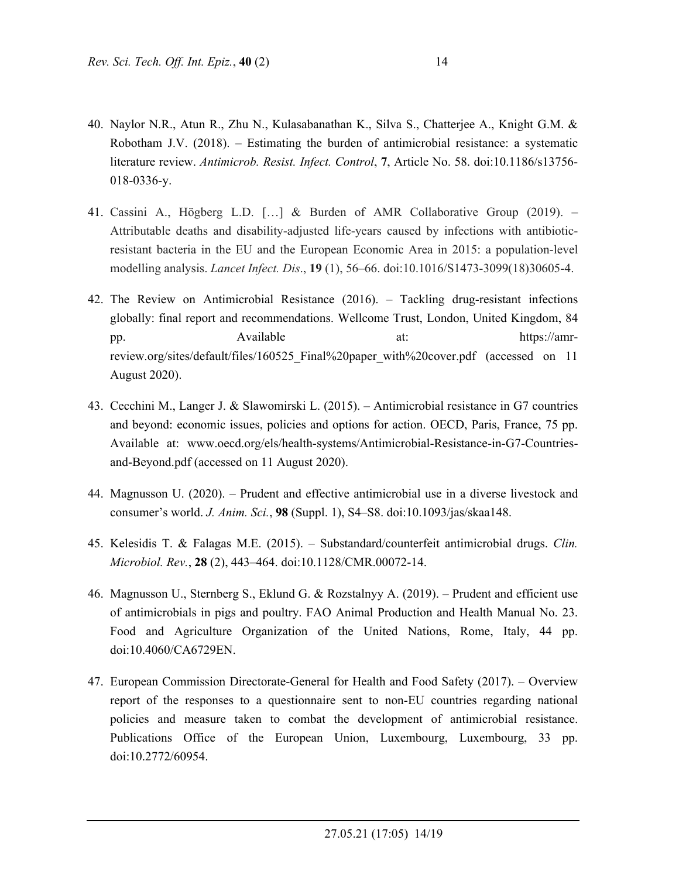40. Naylor N.R., Atun R., Zhu N., Kulasabanathan K., Silva S., Chatterjee A., Knight G.M. & Robotham J.V. (2018). – Estimating the burden of antimicrobial resistance: a systematic literature review. *Antimicrob. Resist. Infect. Control*, **7**, Article No. 58. doi:10.1186/s13756-018-0336-y.

41. Cassini A., Högberg L.D. […] & Burden of AMR Collaborative Group (2019). – Attributable deaths and disability-adjusted life-years caused by infections with antibiotic-resistant bacteria in the EU and the European Economic Area in 2015: a population-level modelling analysis. *Lancet Infect. Dis*., **19** (1), 56–66. doi:10.1016/S1473-3099(18)30605-4.

42. The Review on Antimicrobial Resistance (2016). – Tackling drug-resistant infections globally: final report and recommendations. Wellcome Trust, London, United Kingdom, 84 pp. Available at: https://amr-review.org/sites/default/files/160525_Final%20paper_with%20cover.pdf (accessed on 11 August 2020).

43. Cecchini M., Langer J. & Slawomirski L. (2015). – Antimicrobial resistance in G7 countries and beyond: economic issues, policies and options for action. OECD, Paris, France, 75 pp. Available at: www.oecd.org/els/health-systems/Antimicrobial-Resistance-in-G7-Countries-and-Beyond.pdf (accessed on 11 August 2020).

44. Magnusson U. (2020). – Prudent and effective antimicrobial use in a diverse livestock and consumer's world. *J. Anim. Sci.*, **98** (Suppl. 1), S4–S8. doi:10.1093/jas/skaa148.

45. Kelesidis T. & Falagas M.E. (2015). – Substandard/counterfeit antimicrobial drugs. *Clin. Microbiol. Rev.*, **28** (2), 443–464. doi:10.1128/CMR.00072-14.

46. Magnusson U., Sternberg S., Eklund G. & Rozstalnyy A. (2019). – Prudent and efficient use of antimicrobials in pigs and poultry. FAO Animal Production and Health Manual No. 23. Food and Agriculture Organization of the United Nations, Rome, Italy, 44 pp. doi:10.4060/CA6729EN.

47. European Commission Directorate-General for Health and Food Safety (2017). – Overview report of the responses to a questionnaire sent to non-EU countries regarding national policies and measure taken to combat the development of antimicrobial resistance. Publications Office of the European Union, Luxembourg, Luxembourg, 33 pp. doi:10.2772/60954.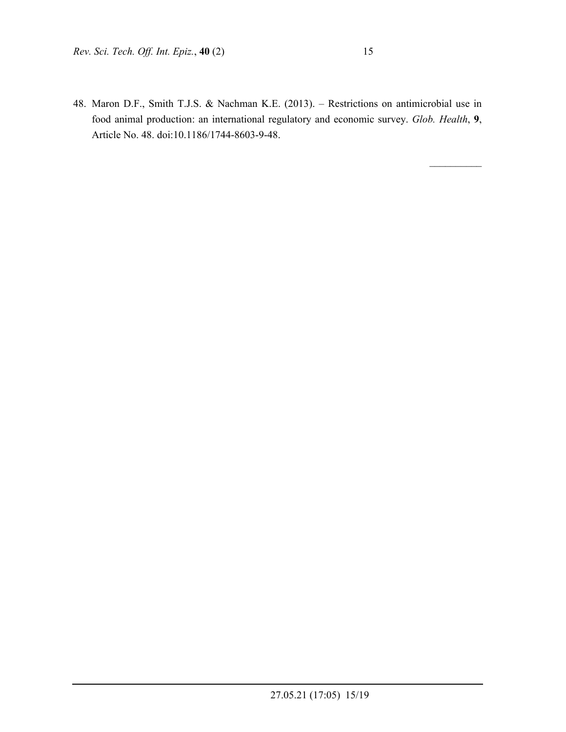48. Maron D.F., Smith T.J.S. & Nachman K.E. (2013). – Restrictions on antimicrobial use in food animal production: an international regulatory and economic survey. *Glob. Health*, **9**, Article No. 48. doi:10.1186/1744-8603-9-48.

\_\_\_\_\_\_\_\_\_\_\_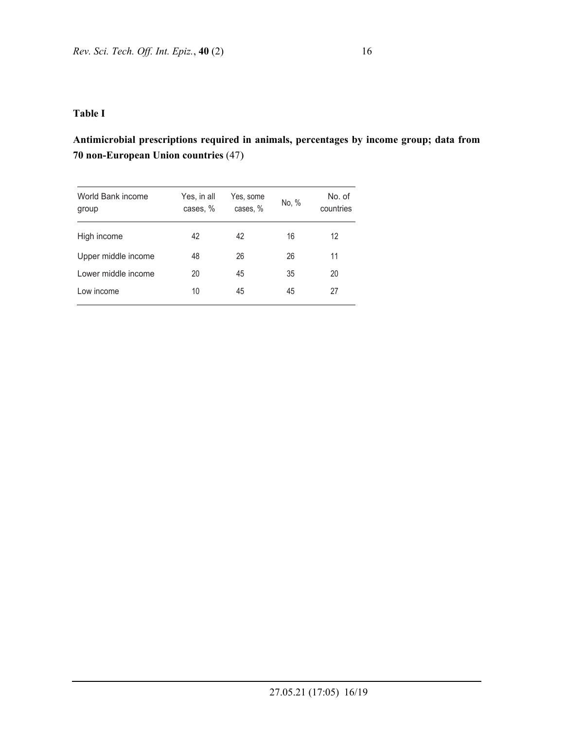**Table I**

**Antimicrobial prescriptions required in animals, percentages by income group; data from 70 non-European Union countries** (47)

| World Bank income group | Yes, in all cases, % | Yes, some cases, % | No, % | No. of countries |
|---|---|---|---|---|
| High income | 42 | 42 | 16 | 12 |
| Upper middle income | 48 | 26 | 26 | 11 |
| Lower middle income | 20 | 45 | 35 | 20 |
| Low income | 10 | 45 | 45 | 27 |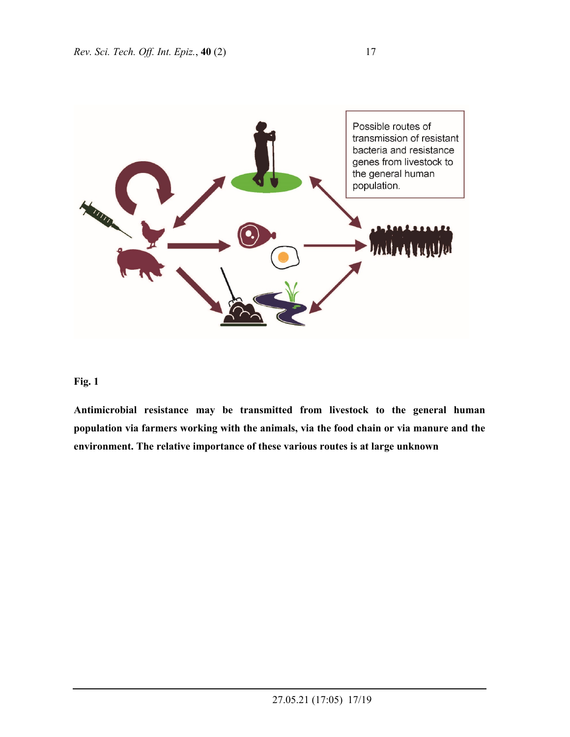**Fig. 1**

**Antimicrobial resistance may be transmitted from livestock to the general human population via farmers working with the animals, via the food chain or via manure and the environment. The relative importance of these various routes is at large unknown**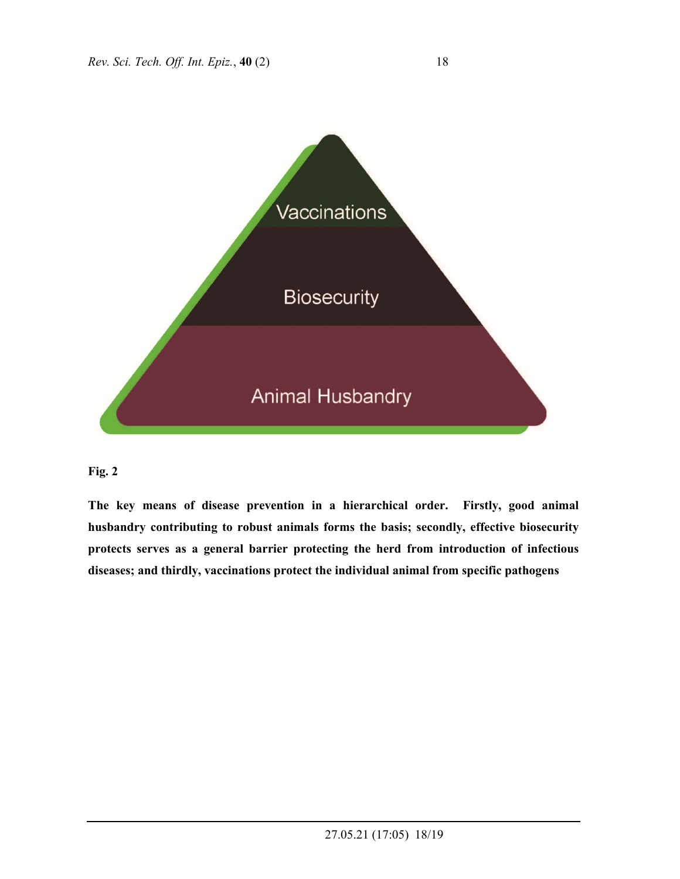Vaccinations

Biosecurity

Animal Husbandry

**Fig. 2**

**The key means of disease prevention in a hierarchical order. Firstly, good animal husbandry contributing to robust animals forms the basis; secondly, effective biosecurity protects serves as a general barrier protecting the herd from introduction of infectious diseases; and thirdly, vaccinations protect the individual animal from specific pathogens**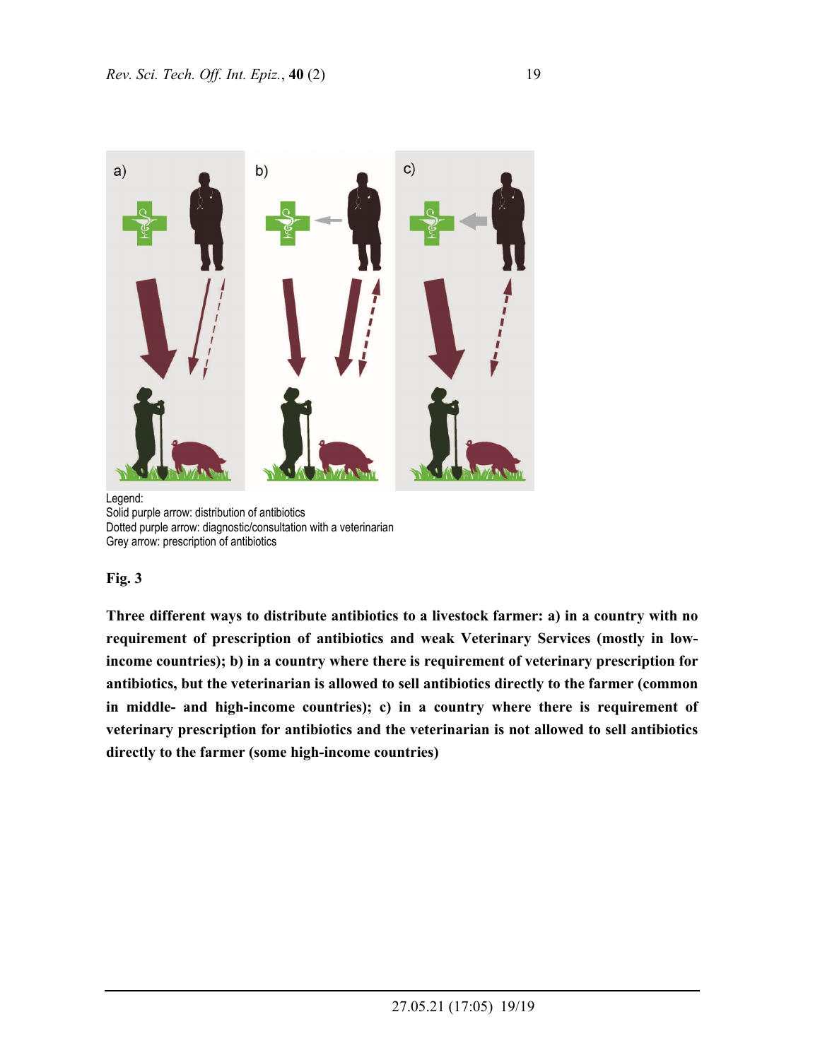a)

b)

c)

Legend:
Solid purple arrow: distribution of antibiotics
Dotted purple arrow: diagnostic/consultation with a veterinarian
Grey arrow: prescription of antibiotics

**Fig. 3**

**Three different ways to distribute antibiotics to a livestock farmer: a) in a country with no requirement of prescription of antibiotics and weak Veterinary Services (mostly in low-income countries); b) in a country where there is requirement of veterinary prescription for antibiotics, but the veterinarian is allowed to sell antibiotics directly to the farmer (common in middle- and high-income countries); c) in a country where there is requirement of veterinary prescription for antibiotics and the veterinarian is not allowed to sell antibiotics directly to the farmer (some high-income countries)**